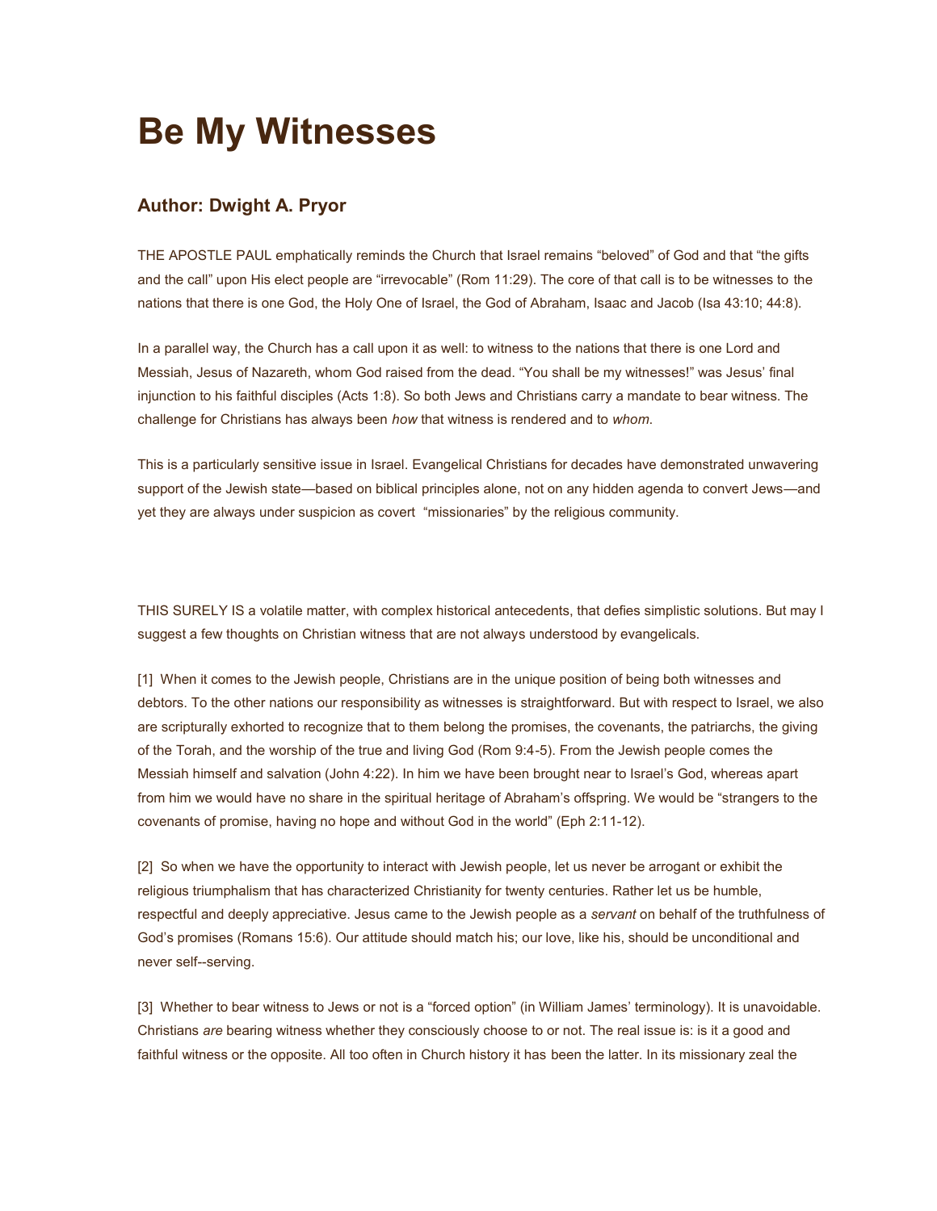# Be My Witnesses

## Author: Dwight A. Pryor

THE APOSTLE PAUL emphatically reminds the Church that Israel remains "beloved" of God and that "the gifts and the call" upon His elect people are "irrevocable" (Rom 11:29). The core of that call is to be witnesses to the nations that there is one God, the Holy One of Israel, the God of Abraham, Isaac and Jacob (Isa 43:10; 44:8).

In a parallel way, the Church has a call upon it as well: to witness to the nations that there is one Lord and Messiah, Jesus of Nazareth, whom God raised from the dead. "You shall be my witnesses!" was Jesus' final injunction to his faithful disciples (Acts 1:8). So both Jews and Christians carry a mandate to bear witness. The challenge for Christians has always been *how* that witness is rendered and to *whom*.

This is a particularly sensitive issue in Israel. Evangelical Christians for decades have demonstrated unwavering support of the Jewish state—based on biblical principles alone, not on any hidden agenda to convert Jews—and yet they are always under suspicion as covert "missionaries" by the religious community.

THIS SURELY IS a volatile matter, with complex historical antecedents, that defies simplistic solutions. But may I suggest a few thoughts on Christian witness that are not always understood by evangelicals.

[1] When it comes to the Jewish people, Christians are in the unique position of being both witnesses and debtors. To the other nations our responsibility as witnesses is straightforward. But with respect to Israel, we also are scripturally exhorted to recognize that to them belong the promises, the covenants, the patriarchs, the giving of the Torah, and the worship of the true and living God (Rom 9:4-5). From the Jewish people comes the Messiah himself and salvation (John 4:22). In him we have been brought near to Israel's God, whereas apart from him we would have no share in the spiritual heritage of Abraham's offspring. We would be "strangers to the covenants of promise, having no hope and without God in the world" (Eph 2:11-12).

[2] So when we have the opportunity to interact with Jewish people, let us never be arrogant or exhibit the religious triumphalism that has characterized Christianity for twenty centuries. Rather let us be humble, respectful and deeply appreciative. Jesus came to the Jewish people as a *servant* on behalf of the truthfulness of God's promises (Romans 15:6). Our attitude should match his; our love, like his, should be unconditional and never self--serving.

[3] Whether to bear witness to Jews or not is a "forced option" (in William James' terminology). It is unavoidable. Christians *are* bearing witness whether they consciously choose to or not. The real issue is: is it a good and faithful witness or the opposite. All too often in Church history it has been the latter. In its missionary zeal the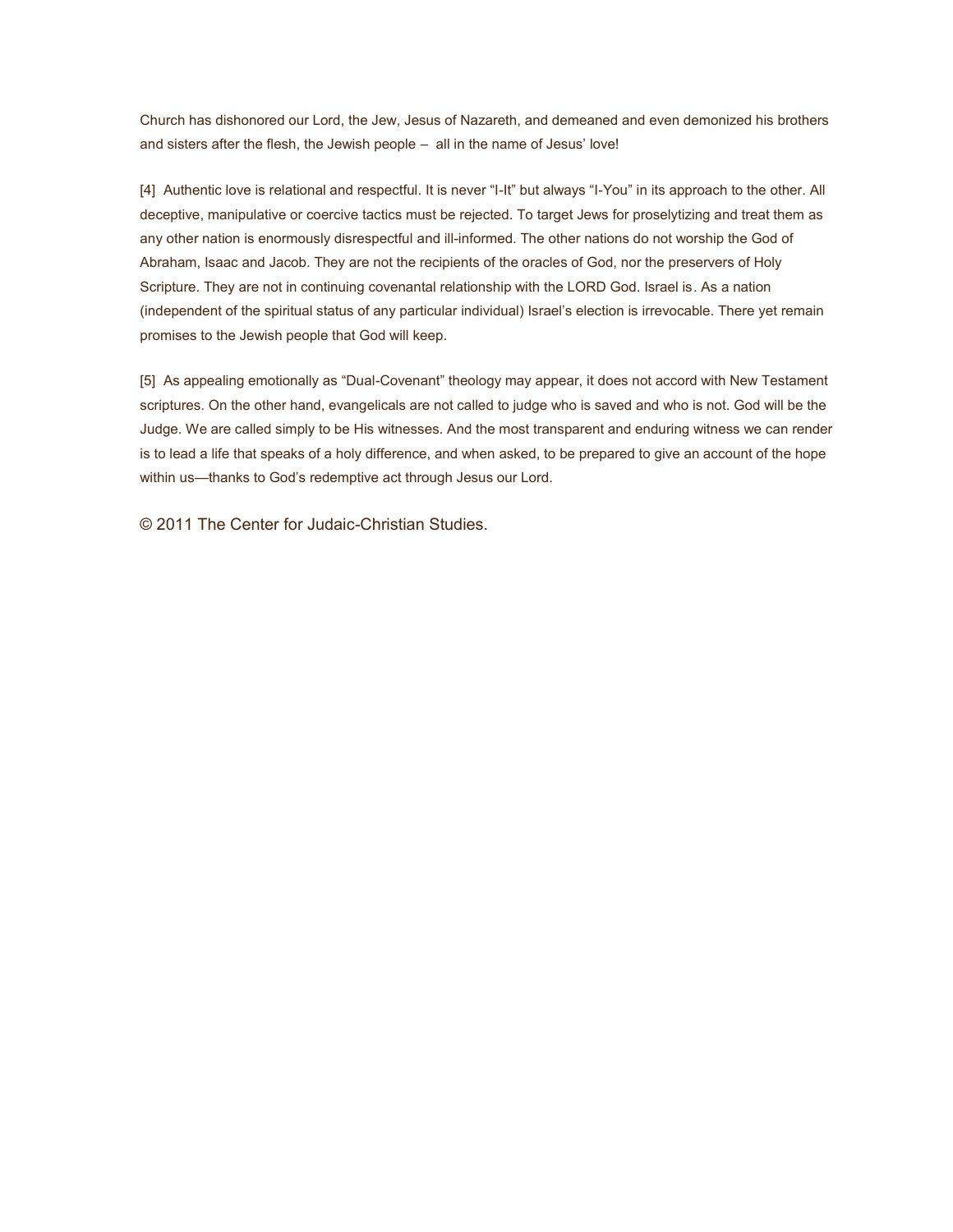Church has dishonored our Lord, the Jew, Jesus of Nazareth, and demeaned and even demonized his brothers and sisters after the flesh, the Jewish people – all in the name of Jesus' love!

[4] Authentic love is relational and respectful. It is never "I-It" but always "I-You" in its approach to the other. All deceptive, manipulative or coercive tactics must be rejected. To target Jews for proselytizing and treat them as any other nation is enormously disrespectful and ill-informed. The other nations do not worship the God of Abraham, Isaac and Jacob. They are not the recipients of the oracles of God, nor the preservers of Holy Scripture. They are not in continuing covenantal relationship with the LORD God. Israel is. As a nation (independent of the spiritual status of any particular individual) Israel's election is irrevocable. There yet remain promises to the Jewish people that God will keep.

[5] As appealing emotionally as "Dual-Covenant" theology may appear, it does not accord with New Testament scriptures. On the other hand, evangelicals are not called to judge who is saved and who is not. God will be the Judge. We are called simply to be His witnesses. And the most transparent and enduring witness we can render is to lead a life that speaks of a holy difference, and when asked, to be prepared to give an account of the hope within us—thanks to God's redemptive act through Jesus our Lord.

© 2011 The Center for Judaic-Christian Studies.